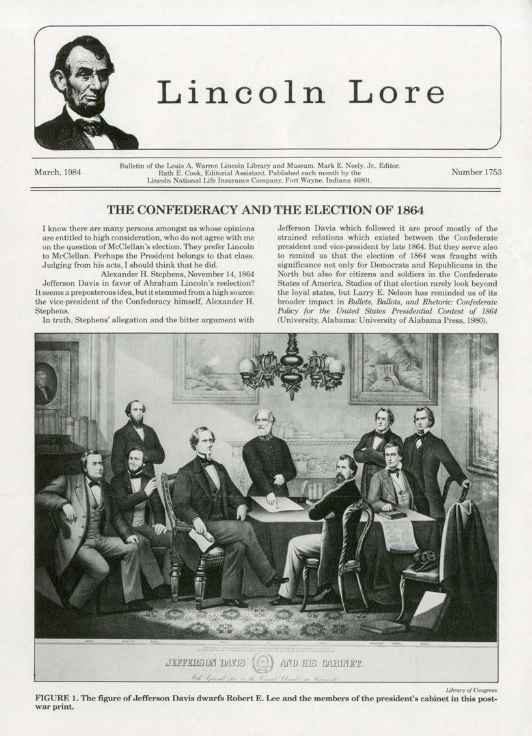# Lincoln Lore

March, 1984

Bulletin of the Louis A. Warren Lincoln Library and Museum. Mark E. Neely, Jr., Editor. Ruth E. Cook, Editorial Assistant. Published each month by the Lincoln National Life Insurance Company, Fort Wayne, Indiana 46801.

Number 1753

## THE CONFEDERACY AND THE ELECTION OF 1864

I know there are many persons amongst us whose opinions are entitled to high consideration, who do not agree with me on the question of McClellan's election. They prefer Lincoln to McClellan. Perhaps the President belongs to that class. Judging from his acts, I should think that he did.

Alexander H. Stephens, November 14, 1864

Jefferson Davis in favor of Abraham Lincoln's reelection? It seems a preposterous idea, but it stemmed from a high source: the vice-president of the Confederacy himself, Alexander H. Stephens.

In truth, Stephens' allegation and the bitter argument with Jefferson Davis which followed it are proof mostly of the strained relations which existed between the Confederate president and vice-president by late 1864. But they serve also to remind us that the election of 1864 was fraught with significance not only for Democrats and Republicans in the North but also for citizens and soldiers in the Confederate States of America. Studies of that election rarely look beyond the loyal states, but Larry E. Nelson has reminded us of its broader impact in *Bullets, Ballots, and Rhetoric: Confederate Policy for the United States Presidential Contest of 1864* (University, Alabama: University of Alabama Press, 1980).

Library of Congress

**FIGURE 1. The figure of Jefferson Davis dwarfs Robert E. Lee and the members of the president's cabinet in this post-war print.**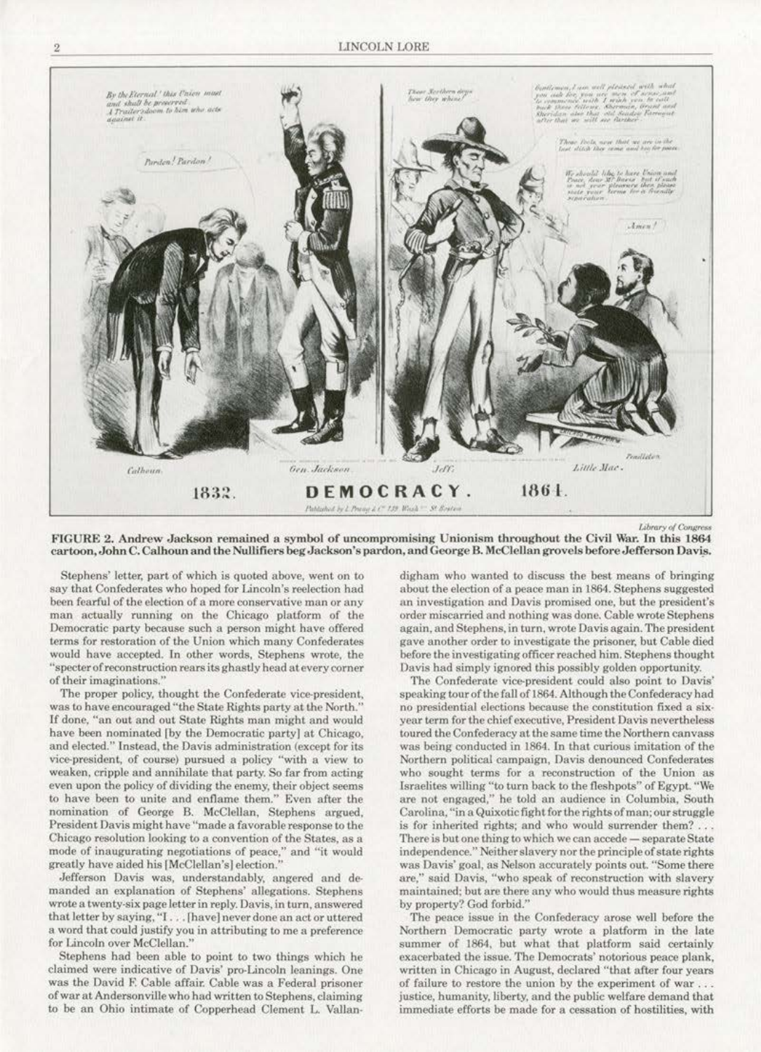Library of Congress

**FIGURE 2. Andrew Jackson remained a symbol of uncompromising Unionism throughout the Civil War. In this 1864 cartoon, John C. Calhoun and the Nullifiers beg Jackson's pardon, and George B. McClellan grovels before Jefferson Davis.**

Stephens' letter, part of which is quoted above, went on to say that Confederates who hoped for Lincoln's reelection had been fearful of the election of a more conservative man or any man actually running on the Chicago platform of the Democratic party because such a person might have offered terms for restoration of the Union which many Confederates would have accepted. In other words, Stephens wrote, the "specter of reconstruction rears its ghastly head at every corner of their imaginations."

The proper policy, thought the Confederate vice-president, was to have encouraged "the State Rights party at the North." If done, "an out and out State Rights man might and would have been nominated [by the Democratic party] at Chicago, and elected." Instead, the Davis administration (except for its vice-president, of course) pursued a policy "with a view to weaken, cripple and annihilate that party. So far from acting even upon the policy of dividing the enemy, their object seems to have been to unite and enflame them." Even after the nomination of George B. McClellan, Stephens argued, President Davis might have "made a favorable response to the Chicago resolution looking to a convention of the States, as a mode of inaugurating negotiations of peace," and "it would greatly have aided his [McClellan's] election."

Jefferson Davis was, understandably, angered and demanded an explanation of Stephens' allegations. Stephens wrote a twenty-six page letter in reply. Davis, in turn, answered that letter by saying, "I . . . [have] never done an act or uttered a word that could justify you in attributing to me a preference for Lincoln over McClellan."

Stephens had been able to point to two things which he claimed were indicative of Davis' pro-Lincoln leanings. One was the David F. Cable affair. Cable was a Federal prisoner of war at Andersonville who had written to Stephens, claiming to be an Ohio intimate of Copperhead Clement L. Vallandigham who wanted to discuss the best means of bringing about the election of a peace man in 1864. Stephens suggested an investigation and Davis promised one, but the president's order miscarried and nothing was done. Cable wrote Stephens again, and Stephens, in turn, wrote Davis again. The president gave another order to investigate the prisoner, but Cable died before the investigating officer reached him. Stephens thought Davis had simply ignored this possibly golden opportunity.

The Confederate vice-president could also point to Davis' speaking tour of the fall of 1864. Although the Confederacy had no presidential elections because the constitution fixed a six-year term for the chief executive, President Davis nevertheless toured the Confederacy at the same time the Northern canvass was being conducted in 1864. In that curious imitation of the Northern political campaign, Davis denounced Confederates who sought terms for a reconstruction of the Union as Israelites willing "to turn back to the fleshpots" of Egypt. "We are not engaged," he told an audience in Columbia, South Carolina, "in a Quixotic fight for the rights of man; our struggle is for inherited rights; and who would surrender them? . . . There is but one thing to which we can accede — separate State independence." Neither slavery nor the principle of state rights was Davis' goal, as Nelson accurately points out. "Some there are," said Davis, "who speak of reconstruction with slavery maintained; but are there any who would thus measure rights by property? God forbid."

The peace issue in the Confederacy arose well before the Northern Democratic party wrote a platform in the late summer of 1864, but what that platform said certainly exacerbated the issue. The Democrats' notorious peace plank, written in Chicago in August, declared "that after four years of failure to restore the union by the experiment of war . . . justice, humanity, liberty, and the public welfare demand that immediate efforts be made for a cessation of hostilities, with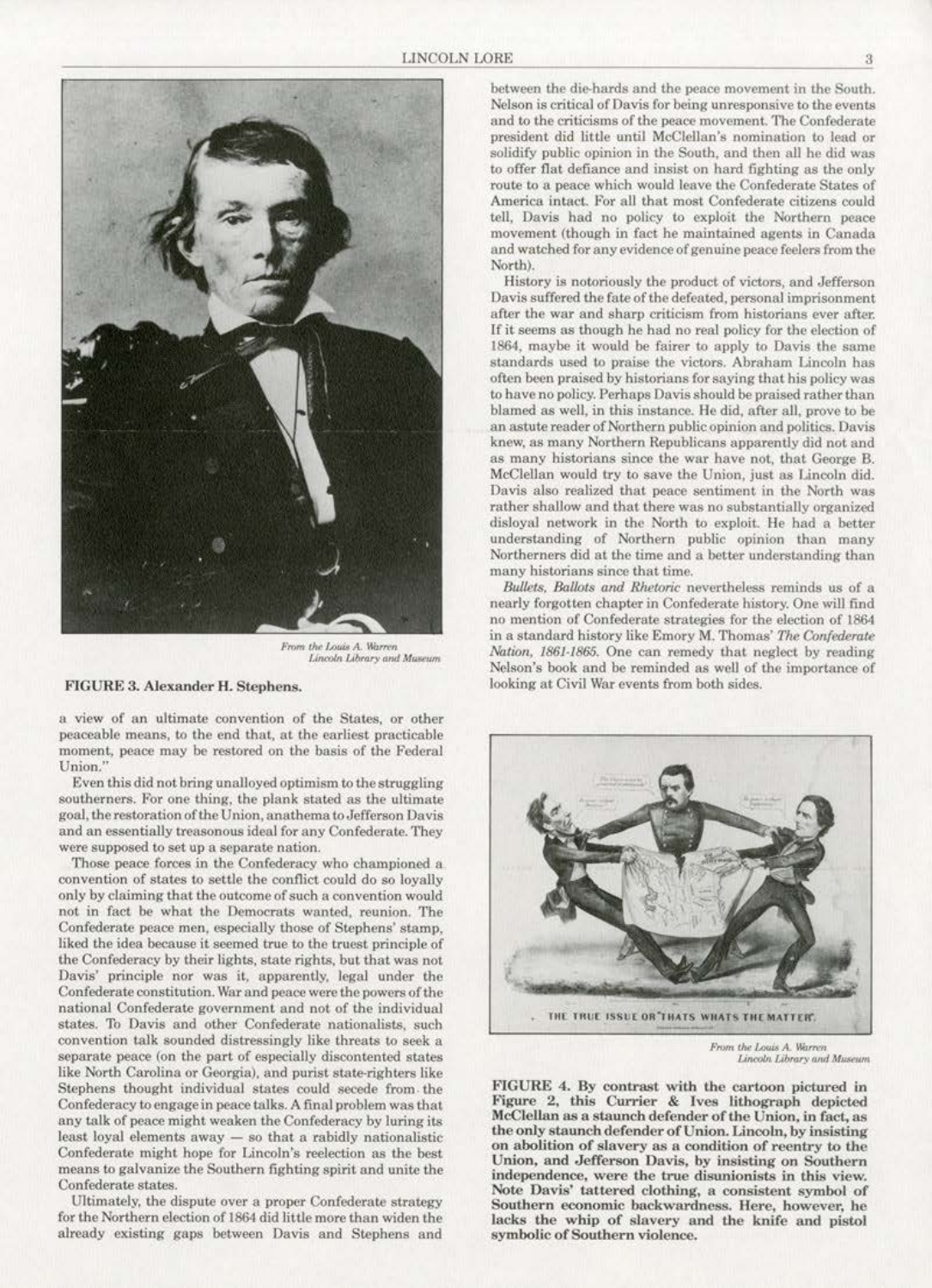From the Louis A. Warren Lincoln Library and Museum

**FIGURE 3. Alexander H. Stephens.**

a view of an ultimate convention of the States, or other peaceable means, to the end that, at the earliest practicable moment, peace may be restored on the basis of the Federal Union."

Even this did not bring unalloyed optimism to the struggling southerners. For one thing, the plank stated as the ultimate goal, the restoration of the Union, anathema to Jefferson Davis and an essentially treasonous ideal for any Confederate. They were supposed to set up a separate nation.

Those peace forces in the Confederacy who championed a convention of states to settle the conflict could do so loyally only by claiming that the outcome of such a convention would not in fact be what the Democrats wanted, reunion. The Confederate peace men, especially those of Stephens' stamp, liked the idea because it seemed true to the truest principle of the Confederacy by their lights, state rights, but that was not Davis' principle nor was it, apparently, legal under the Confederate constitution. War and peace were the powers of the national Confederate government and not of the individual states. To Davis and other Confederate nationalists, such convention talk sounded distressingly like threats to seek a separate peace (on the part of especially discontented states like North Carolina or Georgia), and purist state-righters like Stephens thought individual states could secede from the Confederacy to engage in peace talks. A final problem was that any talk of peace might weaken the Confederacy by luring its least loyal elements away — so that a rabidly nationalistic Confederate might hope for Lincoln's reelection as the best means to galvanize the Southern fighting spirit and unite the Confederate states.

Ultimately, the dispute over a proper Confederate strategy for the Northern election of 1864 did little more than widen the already existing gaps between Davis and Stephens and between the die-hards and the peace movement in the South. Nelson is critical of Davis for being unresponsive to the events and to the criticisms of the peace movement. The Confederate president did little until McClellan's nomination to lead or solidify public opinion in the South, and then all he did was to offer flat defiance and insist on hard fighting as the only route to a peace which would leave the Confederate States of America intact. For all that most Confederate citizens could tell, Davis had no policy to exploit the Northern peace movement (though in fact he maintained agents in Canada and watched for any evidence of genuine peace feelers from the North).

History is notoriously the product of victors, and Jefferson Davis suffered the fate of the defeated, personal imprisonment after the war and sharp criticism from historians ever after. If it seems as though he had no real policy for the election of 1864, maybe it would be fairer to apply to Davis the same standards used to praise the victors. Abraham Lincoln has often been praised by historians for saying that his policy was to have no policy. Perhaps Davis should be praised rather than blamed as well, in this instance. He did, after all, prove to be an astute reader of Northern public opinion and politics. Davis knew, as many Northern Republicans apparently did not and as many historians since the war have not, that George B. McClellan would try to save the Union, just as Lincoln did. Davis also realized that peace sentiment in the North was rather shallow and that there was no substantially organized disloyal network in the North to exploit. He had a better understanding of Northern public opinion than many Northerners did at the time and a better understanding than many historians since that time.

*Bullets, Ballots and Rhetoric* nevertheless reminds us of a nearly forgotten chapter in Confederate history. One will find no mention of Confederate strategies for the election of 1864 in a standard history like Emory M. Thomas' *The Confederate Nation, 1861-1865*. One can remedy that neglect by reading Nelson's book and be reminded as well of the importance of looking at Civil War events from both sides.

From the Louis A. Warren Lincoln Library and Museum

**FIGURE 4. By contrast with the cartoon pictured in Figure 2, this Currier & Ives lithograph depicted McClellan as a staunch defender of the Union, in fact, as the only staunch defender of Union. Lincoln, by insisting on abolition of slavery as a condition of reentry to the Union, and Jefferson Davis, by insisting on Southern independence, were the true disunionists in this view. Note Davis' tattered clothing, a consistent symbol of Southern economic backwardness. Here, however, he lacks the whip of slavery and the knife and pistol symbolic of Southern violence.**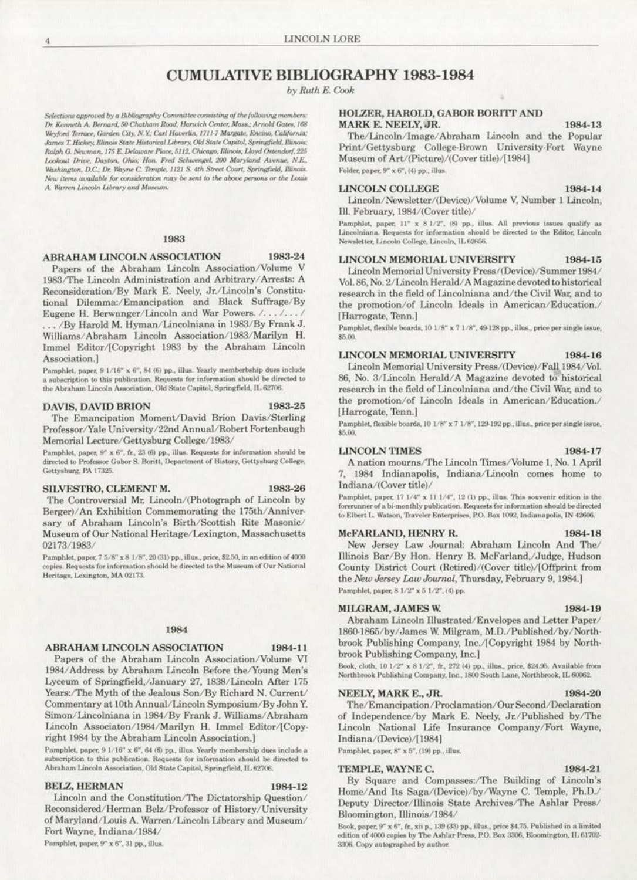# CUMULATIVE BIBLIOGRAPHY 1983-1984

*by Ruth E. Cook*

*Selections approved by a Bibliography Committee consisting of the following members: Dr. Kenneth A. Bernard, 50 Chatham Road, Harwich Center, Mass.; Arnold Gates, 168 Weyford Terrace, Garden City, N.Y.; Carl Haverlin, 1711-7 Margate, Encino, California; James T. Hickey, Illinois State Historical Library, Old State Capitol, Springfield, Illinois; Ralph G. Newman, 175 E. Delaware Place, 5112, Chicago, Illinois; Lloyd Ostendorf, 225 Lookout Drive, Dayton, Ohio; Hon. Fred Schwengel, 200 Maryland Avenue, N.E., Washington, D.C.; Dr. Wayne C. Temple, 1121 S. 4th Street Court, Springfield, Illinois. New items available for consideration may be sent to the above persons or the Louis A. Warren Lincoln Library and Museum.*

## 1983

**ABRAHAM LINCOLN ASSOCIATION** **1983-24**

Papers of the Abraham Lincoln Association/Volume V 1983/The Lincoln Administration and Arbitrary/Arrests: A Reconsideration/By Mark E. Neely, Jr./Lincoln's Constitutional Dilemma:/Emancipation and Black Suffrage/By Eugene H. Berwanger/Lincoln and War Powers. /. . . /. . . / . . . /By Harold M. Hyman/Lincolniana in 1983/By Frank J. Williams/Abraham Lincoln Association/1983/Marilyn H. Immel Editor/[Copyright 1983 by the Abraham Lincoln Association.]

Pamphlet, paper, 9 1/16" x 6", 84 (6) pp., illus. Yearly membership dues include a subscription to this publication. Requests for information should be directed to the Abraham Lincoln Association, Old State Capitol, Springfield, IL 62706.

**DAVIS, DAVID BRION** **1983-25**

The Emancipation Moment/David Brion Davis/Sterling Professor/Yale University/22nd Annual/Robert Fortenbaugh Memorial Lecture/Gettysburg College/1983/

Pamphlet, paper, 9" x 6", fr., 23 (6) pp., illus. Requests for information should be directed to Professor Gabor S. Boritt, Department of History, Gettysburg College, Gettysburg, PA 17325.

**SILVESTRO, CLEMENT M.** **1983-26**

The Controversial Mr. Lincoln/(Photograph of Lincoln by Berger)/An Exhibition Commemorating the 175th/Anniversary of Abraham Lincoln's Birth/Scottish Rite Masonic/Museum of Our National Heritage/Lexington, Massachusetts 02173/1983/

Pamphlet, paper, 7 5/8" x 8 1/8", 20 (31) pp., illus., price, $2.50, in an edition of 4000 copies. Requests for information should be directed to the Museum of Our National Heritage, Lexington, MA 02173.

## 1984

**ABRAHAM LINCOLN ASSOCIATION** **1984-11**

Papers of the Abraham Lincoln Association/Volume VI 1984/Address by Abraham Lincoln Before the/Young Men's Lyceum of Springfield,/January 27, 1838/Lincoln After 175 Years:/The Myth of the Jealous Son/By Richard N. Current/Commentary at 10th Annual/Lincoln Symposium/By John Y. Simon/Lincolniana in 1984/By Frank J. Williams/Abraham Lincoln Associaton/1984/Marilyn H. Immel Editor/[Copyright 1984 by the Abraham Lincoln Association.]

Pamphlet, paper, 9 1/16" x 6", 64 (6) pp., illus. Yearly membership dues include a subscription to this publication. Requests for information should be directed to Abraham Lincoln Association, Old State Capitol, Springfield, IL 62706.

**BELZ, HERMAN** **1984-12**

Lincoln and the Constitution/The Dictatorship Question/Reconsidered/Herman Belz/Professor of History/University of Maryland/Louis A. Warren/Lincoln Library and Museum/Fort Wayne, Indiana/1984/

Pamphlet, paper, 9" x 6", 31 pp., illus.

**HOLZER, HAROLD, GABOR BORITT AND MARK E. NEELY, JR.** **1984-13**

The/Lincoln/Image/Abraham Lincoln and the Popular Print/Gettysburg College-Brown University-Fort Wayne Museum of Art/(Picture)/(Cover title)/[1984]

Folder, paper, 9" x 6", (4) pp., illus.

**LINCOLN COLLEGE** **1984-14**

Lincoln/Newsletter/(Device)/Volume V, Number 1 Lincoln, Ill. February, 1984/(Cover title)/

Pamphlet, paper, 11" x 8 1/2", (8) pp., illus. All previous issues qualify as Lincolniana. Requests for information should be directed to the Editor, Lincoln Newsletter, Lincoln College, Lincoln, IL 62656.

**LINCOLN MEMORIAL UNIVERSITY** **1984-15**

Lincoln Memorial University Press/(Device)/Summer 1984/Vol. 86, No. 2/Lincoln Herald/A Magazine devoted to historical research in the field of Lincolniana and/the Civil War, and to the promotion/of Lincoln Ideals in American/Education./[Harrogate, Tenn.]

Pamphlet, flexible boards, 10 1/8" x 7 1/8", 49-128 pp., illus., price per single issue, $5.00.

**LINCOLN MEMORIAL UNIVERSITY** **1984-16**

Lincoln Memorial University Press/(Device)/Fall 1984/Vol. 86, No. 3/Lincoln Herald/A Magazine devoted to historical research in the field of Lincolniana and/the Civil War, and to the promotion/of Lincoln Ideals in American/Education./[Harrogate, Tenn.]

Pamphlet, flexible boards, 10 1/8" x 7 1/8", 129-192 pp., illus., price per single issue, $5.00.

**LINCOLN TIMES** **1984-17**

A nation mourns/The Lincoln Times/Volume 1, No. 1 April 7, 1984 Indianapolis, Indiana/Lincoln comes home to Indiana/(Cover title)/

Pamphlet, paper, 17 1/4" x 11 1/4", 12 (1) pp., illus. This souvenir edition is the forerunner of a bi-monthly publication. Requests for information should be directed to Elbert L. Watson, Traveler Enterprises, P.O. Box 1092, Indianapolis, IN 42606.

**McFARLAND, HENRY R.** **1984-18**

New Jersey Law Journal: Abraham Lincoln And The/Illinois Bar/By Hon. Henry B. McFarland,/Judge, Hudson County District Court (Retired)/(Cover title)/[Offprint from the *New Jersey Law Journal*, Thursday, February 9, 1984.]

Pamphlet, paper, 8 1/2" x 5 1/2", (4) pp.

**MILGRAM, JAMES W.** **1984-19**

Abraham Lincoln Illustrated/Envelopes and Letter Paper/1860-1865/by/James W. Milgram, M.D./Published/by/Northbrook Publishing Company, Inc./[Copyright 1984 by Northbrook Publishing Company, Inc.]

Book, cloth, 10 1/2" x 8 1/2", fr., 272 (4) pp., illus., price, $24.95. Available from Northbrook Publishing Company, Inc., 1800 South Lane, Northbrook, IL 60062.

**NEELY, MARK E., JR.** **1984-20**

The/Emancipation/Proclamation/Our Second/Declaration of Independence/by Mark E. Neely, Jr./Published by/The Lincoln National Life Insurance Company/Fort Wayne, Indiana/(Device)/[1984]

Pamphlet, paper, 8" x 5", (19) pp., illus.

**TEMPLE, WAYNE C.** **1984-21**

By Square and Compasses:/The Building of Lincoln's Home/And Its Saga/(Device)/by/Wayne C. Temple, Ph.D./Deputy Director/Illinois State Archives/The Ashlar Press/Bloomington, Illinois/1984/

Book, paper, 9" x 6", fr., xii p., 139 (33) pp., illus., price $4.75. Published in a limited edition of 4000 copies by The Ashlar Press, P.O. Box 3306, Bloomington, IL 61702-3306. Copy autographed by author.